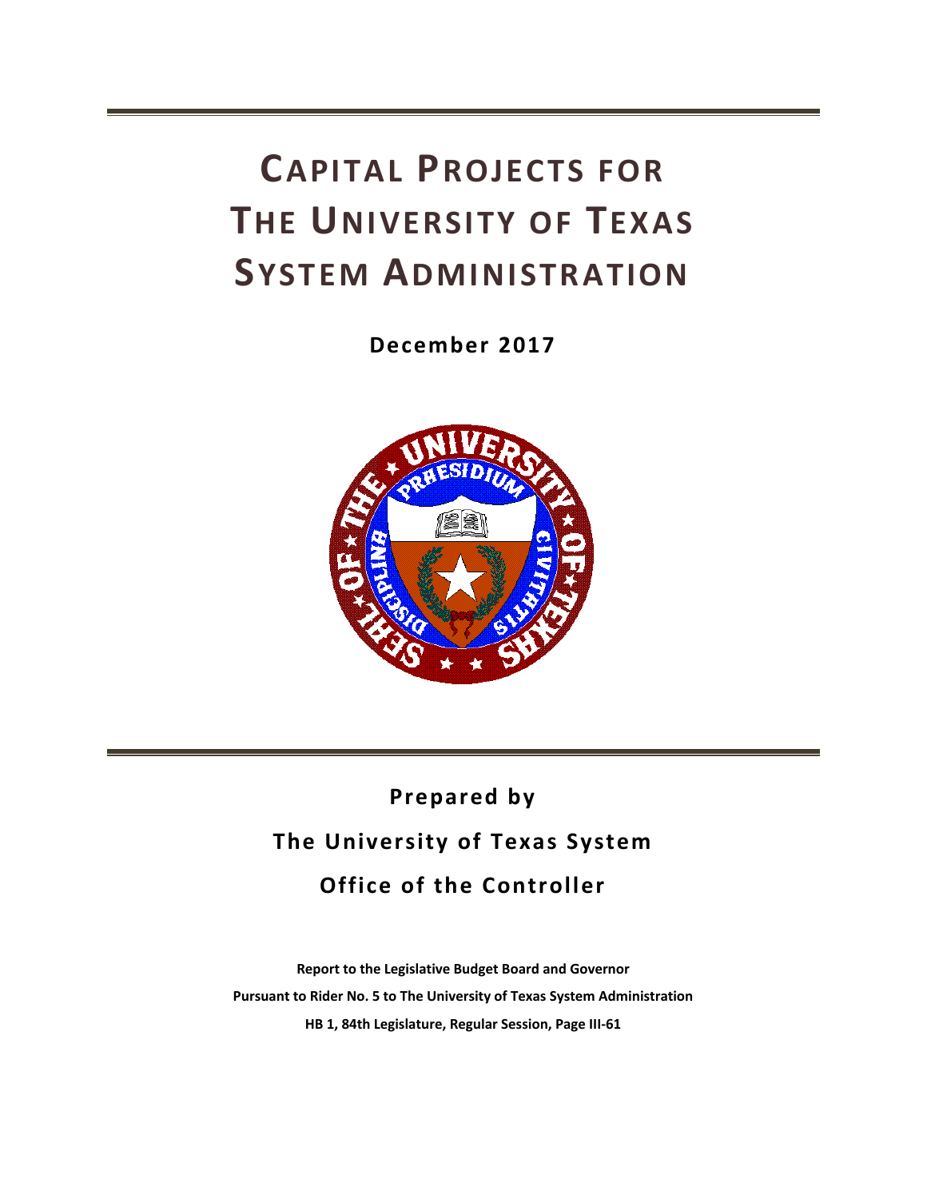# CAPITAL PROJECTS FOR THE UNIVERSITY OF TEXAS SYSTEM ADMINISTRATION

**December 2017**

**Prepared by**

**The University of Texas System**

**Office of the Controller**

**Report to the Legislative Budget Board and Governor**

**Pursuant to Rider No. 5 to The University of Texas System Administration**

**HB 1, 84th Legislature, Regular Session, Page III-61**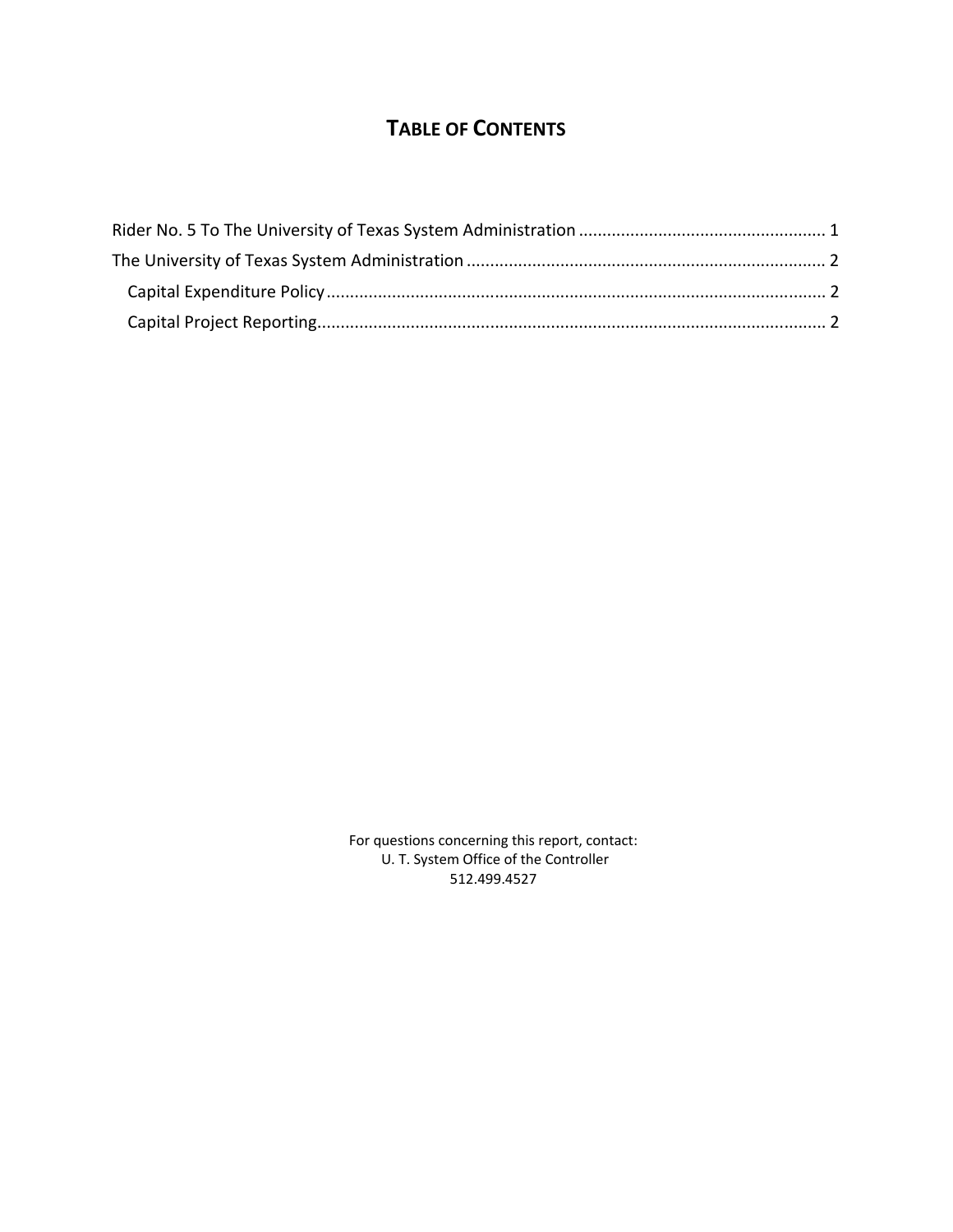# TABLE OF CONTENTS

Rider No. 5 To The University of Texas System Administration ..................................................... 1

The University of Texas System Administration ............................................................................ 2

  Capital Expenditure Policy .......................................................................................................... 2

  Capital Project Reporting ............................................................................................................ 2

For questions concerning this report, contact:
U. T. System Office of the Controller
512.499.4527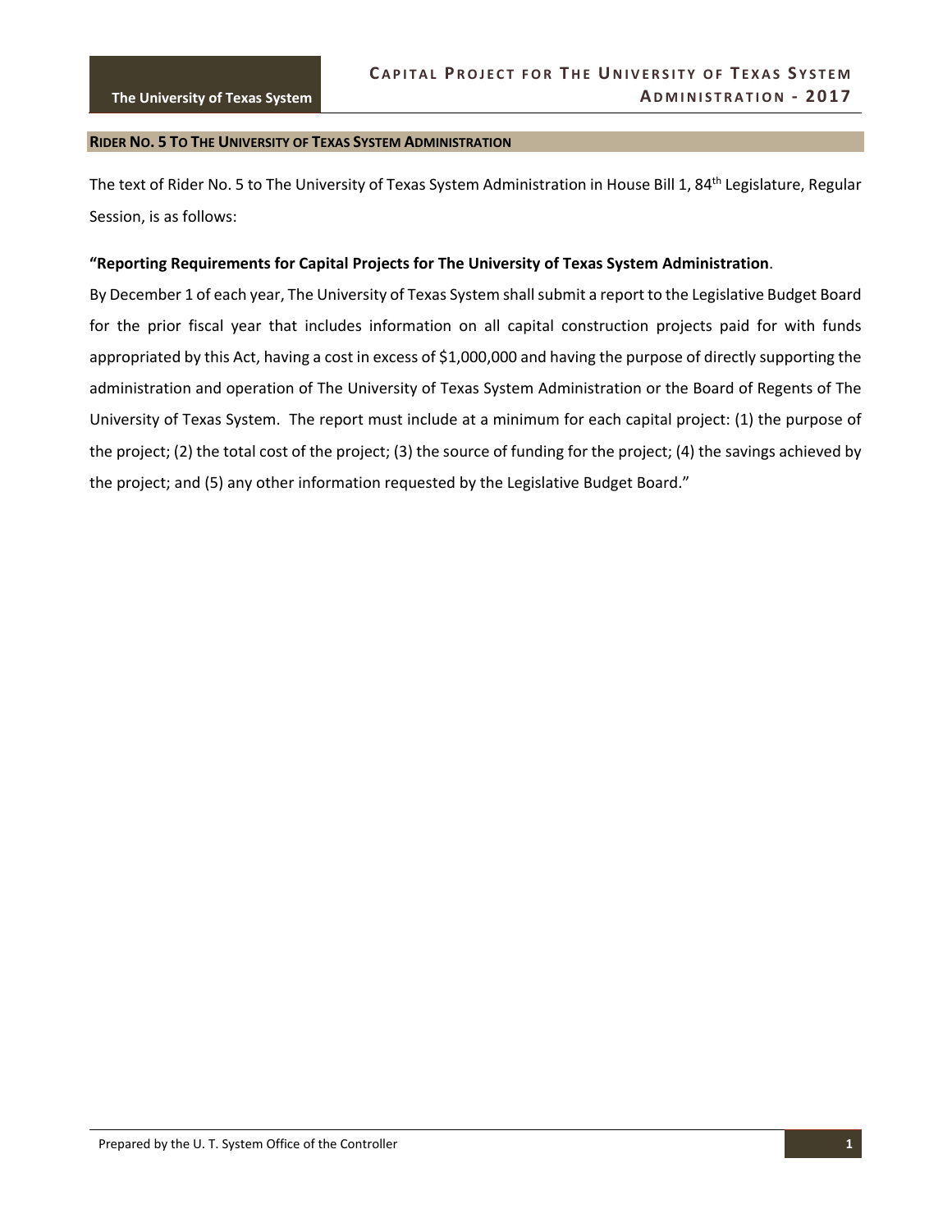## Rider No. 5 To The University of Texas System Administration

The text of Rider No. 5 to The University of Texas System Administration in House Bill 1, 84th Legislature, Regular Session, is as follows:

**"Reporting Requirements for Capital Projects for The University of Texas System Administration**.

By December 1 of each year, The University of Texas System shall submit a report to the Legislative Budget Board for the prior fiscal year that includes information on all capital construction projects paid for with funds appropriated by this Act, having a cost in excess of $1,000,000 and having the purpose of directly supporting the administration and operation of The University of Texas System Administration or the Board of Regents of The University of Texas System. The report must include at a minimum for each capital project: (1) the purpose of the project; (2) the total cost of the project; (3) the source of funding for the project; (4) the savings achieved by the project; and (5) any other information requested by the Legislative Budget Board."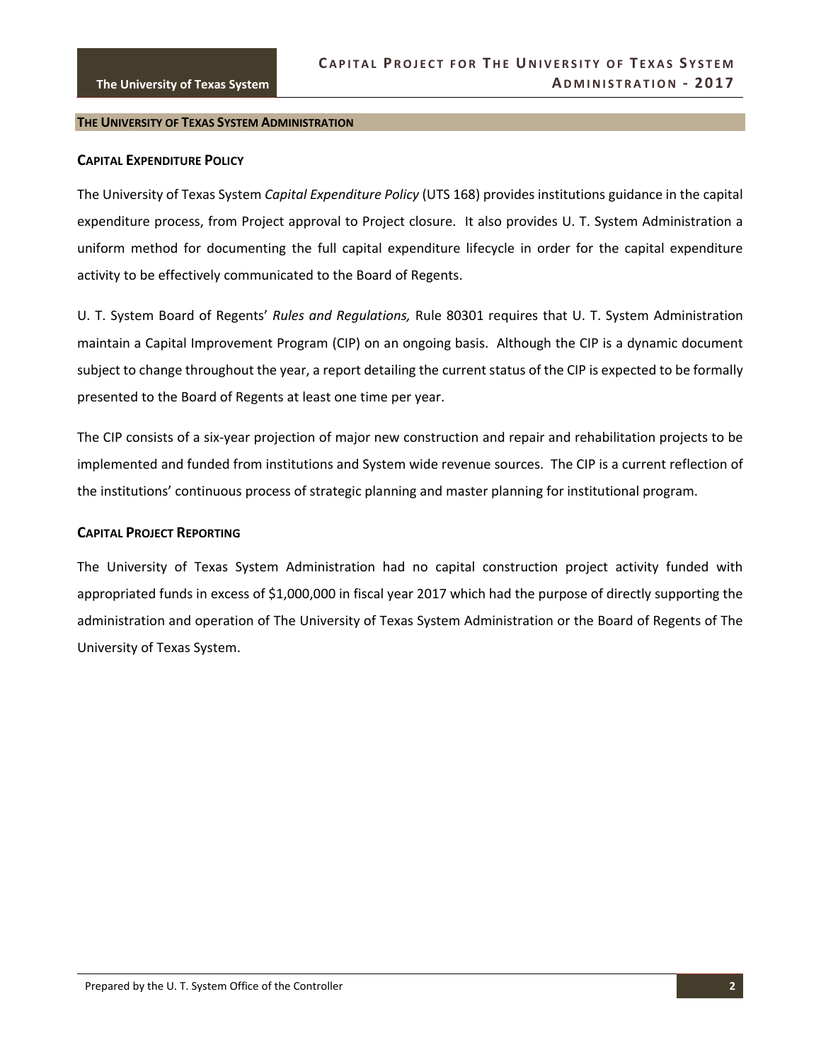## THE UNIVERSITY OF TEXAS SYSTEM ADMINISTRATION

### CAPITAL EXPENDITURE POLICY

The University of Texas System *Capital Expenditure Policy* (UTS 168) provides institutions guidance in the capital expenditure process, from Project approval to Project closure. It also provides U. T. System Administration a uniform method for documenting the full capital expenditure lifecycle in order for the capital expenditure activity to be effectively communicated to the Board of Regents.

U. T. System Board of Regents' *Rules and Regulations,* Rule 80301 requires that U. T. System Administration maintain a Capital Improvement Program (CIP) on an ongoing basis. Although the CIP is a dynamic document subject to change throughout the year, a report detailing the current status of the CIP is expected to be formally presented to the Board of Regents at least one time per year.

The CIP consists of a six-year projection of major new construction and repair and rehabilitation projects to be implemented and funded from institutions and System wide revenue sources. The CIP is a current reflection of the institutions' continuous process of strategic planning and master planning for institutional program.

### CAPITAL PROJECT REPORTING

The University of Texas System Administration had no capital construction project activity funded with appropriated funds in excess of $1,000,000 in fiscal year 2017 which had the purpose of directly supporting the administration and operation of The University of Texas System Administration or the Board of Regents of The University of Texas System.